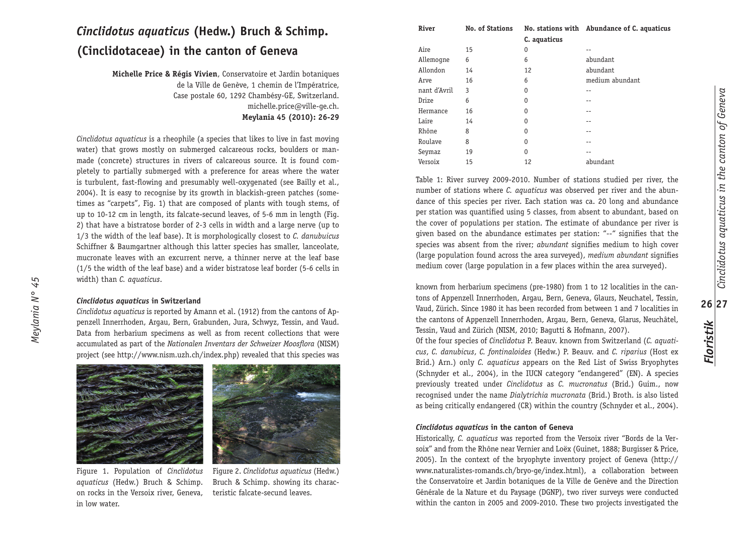# *Cinclidotus aquaticus* (Hedw.) Bruch & Schimp. (Cinclidotaceae) in the canton of Geneva

**Michelle Price & Régis Vivien**, Conservatoire et Jardin botaniques de la Ville de Genève, 1 chemin de l'Impératrice, Case postale 60, 1292 Chambésy-GE, Switzerland. michelle.price@ville-ge.ch.
**Meylania 45 (2010): 26-29**

*Cinclidotus aquaticus* is a rheophile (a species that likes to live in fast moving water) that grows mostly on submerged calcareous rocks, boulders or man-made (concrete) structures in rivers of calcareous source. It is found completely to partially submerged with a preference for areas where the water is turbulent, fast-flowing and presumably well-oxygenated (see Bailly et al., 2004). It is easy to recognise by its growth in blackish-green patches (sometimes as "carpets", Fig. 1) that are composed of plants with tough stems, of up to 10-12 cm in length, its falcate-secund leaves, of 5-6 mm in length (Fig. 2) that have a bistratose border of 2-3 cells in width and a large nerve (up to 1/3 the width of the leaf base). It is morphologically closest to *C. danubuicus* Schiffner & Baumgartner although this latter species has smaller, lanceolate, mucronate leaves with an excurrent nerve, a thinner nerve at the leaf base (1/5 the width of the leaf base) and a wider bistratose leaf border (5-6 cells in width) than *C. aquaticus*.

### *Cinclidotus aquaticus* in Switzerland

*Cinclidotus aquaticus* is reported by Amann et al. (1912) from the cantons of Appenzell Innerrhoden, Argau, Bern, Grabunden, Jura, Schwyz, Tessin, and Vaud. Data from herbarium specimens as well as from recent collections that were accumulated as part of the *Nationalen Inventars der Schweizer Moosflora* (NISM) project (see http://www.nism.uzh.ch/index.php) revealed that this species was

Figure 1. Population of *Cinclidotus aquaticus* (Hedw.) Bruch & Schimp. on rocks in the Versoix river, Geneva, in low water.

Figure 2. *Cinclidotus aquaticus* (Hedw.) Bruch & Schimp. showing its characteristic falcate-secund leaves.

| River | No. of Stations | No. stations with C. aquaticus | Abundance of C. aquaticus |
|---|---|---|---|
| Aire | 15 | 0 | -- |
| Allemogne | 6 | 6 | abundant |
| Allondon | 14 | 12 | abundant |
| Arve | 16 | 6 | medium abundant |
| nant d'Avril | 3 | 0 | -- |
| Drize | 6 | 0 | -- |
| Hermance | 16 | 0 | -- |
| Laire | 14 | 0 | -- |
| Rhône | 8 | 0 | -- |
| Roulave | 8 | 0 | -- |
| Seymaz | 19 | 0 | -- |
| Versoix | 15 | 12 | abundant |

Table 1: River survey 2009-2010. Number of stations studied per river, the number of stations where *C. aquaticus* was observed per river and the abundance of this species per river. Each station was ca. 20 long and abundance per station was quantified using 5 classes, from absent to abundant, based on the cover of populations per station. The estimate of abundance per river is given based on the abundance estimates per station: "--" signifies that the species was absent from the river; *abundant* signifies medium to high cover (large population found across the area surveyed), *medium abundant* signifies medium cover (large population in a few places within the area surveyed).

known from herbarium specimens (pre-1980) from 1 to 12 localities in the cantons of Appenzell Innerrhoden, Argau, Bern, Geneva, Glaurs, Neuchatel, Tessin, Vaud, Zürich. Since 1980 it has been recorded from between 1 and 7 localities in the cantons of Appenzell Innerrhoden, Argau, Bern, Geneva, Glarus, Neuchâtel, Tessin, Vaud and Zürich (NISM, 2010; Bagutti & Hofmann, 2007).

Of the four species of *Cinclidotus* P. Beauv. known from Switzerland (*C. aquaticus*, *C. danubicus*, *C. fontinaloides* (Hedw.) P. Beauv. and *C. riparius* (Host ex Brid.) Arn.) only *C. aquaticus* appears on the Red List of Swiss Bryophytes (Schnyder et al., 2004), in the IUCN category "endangered" (EN). A species previously treated under *Cinclidotus* as *C. mucronatus* (Brid.) Guim., now recognised under the name *Dialytrichia mucronata* (Brid.) Broth. is also listed as being critically endangered (CR) within the country (Schnyder et al., 2004).

### *Cinclidotus aquaticus* in the canton of Geneva

Historically, *C. aquaticus* was reported from the Versoix river "Bords de la Versoix" and from the Rhône near Vernier and Loëx (Guinet, 1888; Burgisser & Price, 2005). In the context of the bryophyte inventory project of Geneva (http://www.naturalistes-romands.ch/bryo-ge/index.html), a collaboration between the Conservatoire et Jardin botaniques de la Ville de Genève and the Direction Générale de la Nature et du Paysage (DGNP), two river surveys were conducted within the canton in 2005 and 2009-2010. These two projects investigated the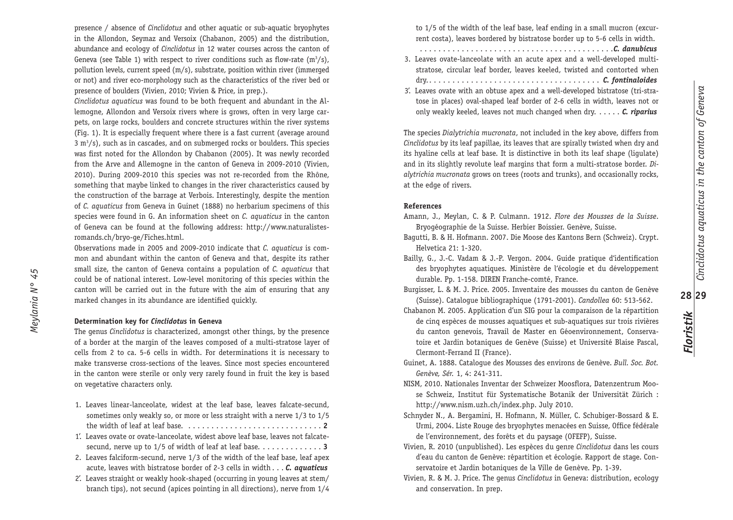presence / absence of *Cinclidotus* and other aquatic or sub-aquatic bryophytes in the Allondon, Seymaz and Versoix (Chabanon, 2005) and the distribution, abundance and ecology of *Cinclidotus* in 12 water courses across the canton of Geneva (see Table 1) with respect to river conditions such as flow-rate ($m^3/s$), pollution levels, current speed (m/s), substrate, position within river (immerged or not) and river eco-morphology such as the characteristics of the river bed or presence of boulders (Vivien, 2010; Vivien & Price, in prep.).

*Cinclidotus aquaticus* was found to be both frequent and abundant in the Allemogne, Allondon and Versoix rivers where is grows, often in very large carpets, on large rocks, boulders and concrete structures within the river systems (Fig. 1). It is especially frequent where there is a fast current (average around 3 $m^3/s$), such as in cascades, and on submerged rocks or boulders. This species was first noted for the Allondon by Chabanon (2005). It was newly recorded from the Arve and Allemogne in the canton of Geneva in 2009-2010 (Vivien, 2010). During 2009-2010 this species was not re-recorded from the Rhône, something that maybe linked to changes in the river characteristics caused by the construction of the barrage at Verbois. Interestingly, despite the mention of *C. aquaticus* from Geneva in Guinet (1888) no herbarium specimens of this species were found in G. An information sheet on *C. aquaticus* in the canton of Geneva can be found at the following address: http://www.naturalistes-romands.ch/bryo-ge/Fiches.html.

Observations made in 2005 and 2009-2010 indicate that *C. aquaticus* is common and abundant within the canton of Geneva and that, despite its rather small size, the canton of Geneva contains a population of *C. aquaticus* that could be of national interest. Low-level monitoring of this species within the canton will be carried out in the future with the aim of ensuring that any marked changes in its abundance are identified quickly.

**Determination key for *Cinclidotus* in Geneva**

The genus *Cinclidotus* is characterized, amongst other things, by the presence of a border at the margin of the leaves composed of a multi-stratose layer of cells from 2 to ca. 5-6 cells in width. For determinations it is necessary to make transverse cross-sections of the leaves. Since most species encountered in the canton were sterile or only very rarely found in fruit the key is based on vegetative characters only.

1. Leaves linear-lanceolate, widest at the leaf base, leaves falcate-secund, sometimes only weakly so, or more or less straight with a nerve 1/3 to 1/5 the width of leaf at leaf base. . . . . . . . . . . . . . . . . . . . . . . . . . . . . . **2**

1'. Leaves ovate or ovate-lanceolate, widest above leaf base, leaves not falcate-secund, nerve up to 1/5 of width of leaf at leaf base. . . . . . . . . . . . . . **3**

2. Leaves falciform-secund, nerve 1/3 of the width of the leaf base, leaf apex acute, leaves with bistratose border of 2-3 cells in width . . . ***C. aquaticus***

2'. Leaves straight or weakly hook-shaped (occurring in young leaves at stem/branch tips), not secund (apices pointing in all directions), nerve from 1/4 to 1/5 of the width of the leaf base, leaf ending in a small mucron (excurrent costa), leaves bordered by bistratose border up to 5-6 cells in width. . . . . . . . . . . . . . . . . . . . . . . . . . . . . . . . . . . . . . . . . . . ***C. danubicus***

3. Leaves ovate-lanceolate with an acute apex and a well-developed multistratose, circular leaf border, leaves keeled, twisted and contorted when dry. . . . . . . . . . . . . . . . . . . . . . . . . . . . . . . . . . . . . . ***C. fontinaloides***

3'. Leaves ovate with an obtuse apex and a well-developed bistratose (tri-stratose in places) oval-shaped leaf border of 2-6 cells in width, leaves not or only weakly keeled, leaves not much changed when dry. . . . . . ***C. riparius***

The species *Dialytrichia mucronata*, not included in the key above, differs from *Cinclidotus* by its leaf papillae, its leaves that are spirally twisted when dry and its hyaline cells at leaf base. It is distinctive in both its leaf shape (ligulate) and in its slightly revolute leaf margins that form a multi-stratose border. *Dialytrichia mucronata* grows on trees (roots and trunks), and occasionally rocks, at the edge of rivers.

**References**

Amann, J., Meylan, C. & P. Culmann. 1912. *Flore des Mousses de la Suisse*. Bryogéographie de la Suisse. Herbier Boissier. Genève, Suisse.

Bagutti, B. & H. Hofmann. 2007. Die Moose des Kantons Bern (Schweiz). Crypt. Helvetica 21: 1-320.

Bailly, G., J.-C. Vadam & J.-P. Vergon. 2004. Guide pratique d'identification des bryophytes aquatiques. Ministère de l'écologie et du développement durable. Pp. 1-158. DIREN Franche-comté, France.

Burgisser, L. & M. J. Price. 2005. Inventaire des mousses du canton de Genève (Suisse). Catalogue bibliographique (1791-2001). *Candollea* 60: 513-562.

Chabanon M. 2005. Application d'un SIG pour la comparaison de la répartition de cinq espèces de mousses aquatiques et sub-aquatiques sur trois rivières du canton genevois, Travail de Master en Géoenvironnement, Conservatoire et Jardin botaniques de Genève (Suisse) et Université Blaise Pascal, Clermont-Ferrand II (France).

Guinet, A. 1888. Catalogue des Mousses des environs de Genève. *Bull. Soc. Bot. Genève, Sér.* 1, 4: 241-311.

NISM, 2010. Nationales Inventar der Schweizer Moosflora, Datenzentrum Moose Schweiz, Institut für Systematische Botanik der Universität Zürich : http://www.nism.uzh.ch/index.php. July 2010.

Schnyder N., A. Bergamini, H. Hofmann, N. Müller, C. Schubiger-Bossard & E. Urmi, 2004. Liste Rouge des bryophytes menacées en Suisse, Office fédérale de l'environnement, des forêts et du paysage (OFEFP), Suisse.

Vivien, R. 2010 (unpublished). Les espèces du genre *Cinclidotus* dans les cours d'eau du canton de Genève: répartition et écologie. Rapport de stage. Conservatoire et Jardin botaniques de la Ville de Genève. Pp. 1-39.

Vivien, R. & M. J. Price. The genus *Cinclidotus* in Geneva: distribution, ecology and conservation. In prep.